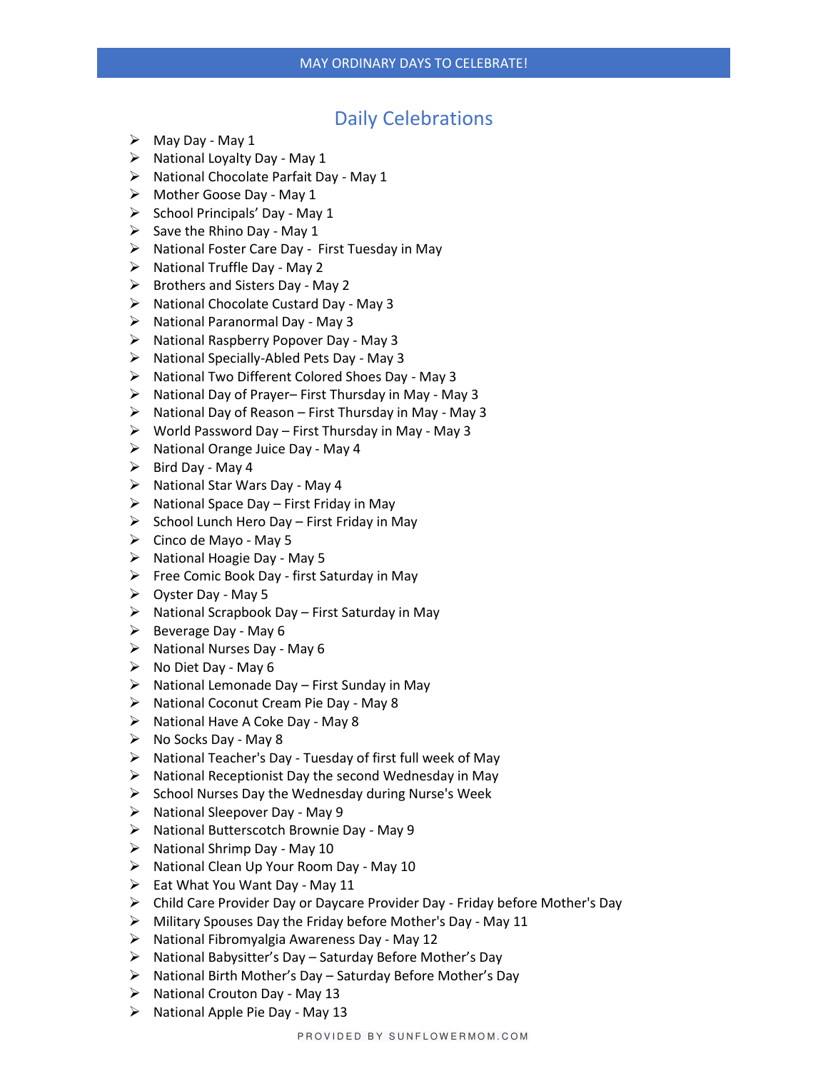# MAY ORDINARY DAYS TO CELEBRATE!

## Daily Celebrations

- May Day - May 1
- National Loyalty Day - May 1
- National Chocolate Parfait Day - May 1
- Mother Goose Day - May 1
- School Principals' Day - May 1
- Save the Rhino Day - May 1
- National Foster Care Day - First Tuesday in May
- National Truffle Day - May 2
- Brothers and Sisters Day - May 2
- National Chocolate Custard Day - May 3
- National Paranormal Day - May 3
- National Raspberry Popover Day - May 3
- National Specially-Abled Pets Day - May 3
- National Two Different Colored Shoes Day - May 3
- National Day of Prayer– First Thursday in May - May 3
- National Day of Reason – First Thursday in May - May 3
- World Password Day – First Thursday in May - May 3
- National Orange Juice Day - May 4
- Bird Day - May 4
- National Star Wars Day - May 4
- National Space Day – First Friday in May
- School Lunch Hero Day – First Friday in May
- Cinco de Mayo - May 5
- National Hoagie Day - May 5
- Free Comic Book Day - first Saturday in May
- Oyster Day - May 5
- National Scrapbook Day – First Saturday in May
- Beverage Day - May 6
- National Nurses Day - May 6
- No Diet Day - May 6
- National Lemonade Day – First Sunday in May
- National Coconut Cream Pie Day - May 8
- National Have A Coke Day - May 8
- No Socks Day - May 8
- National Teacher's Day - Tuesday of first full week of May
- National Receptionist Day the second Wednesday in May
- School Nurses Day the Wednesday during Nurse's Week
- National Sleepover Day - May 9
- National Butterscotch Brownie Day - May 9
- National Shrimp Day - May 10
- National Clean Up Your Room Day - May 10
- Eat What You Want Day - May 11
- Child Care Provider Day or Daycare Provider Day - Friday before Mother's Day
- Military Spouses Day the Friday before Mother's Day - May 11
- National Fibromyalgia Awareness Day - May 12
- National Babysitter's Day – Saturday Before Mother's Day
- National Birth Mother's Day – Saturday Before Mother's Day
- National Crouton Day - May 13
- National Apple Pie Day - May 13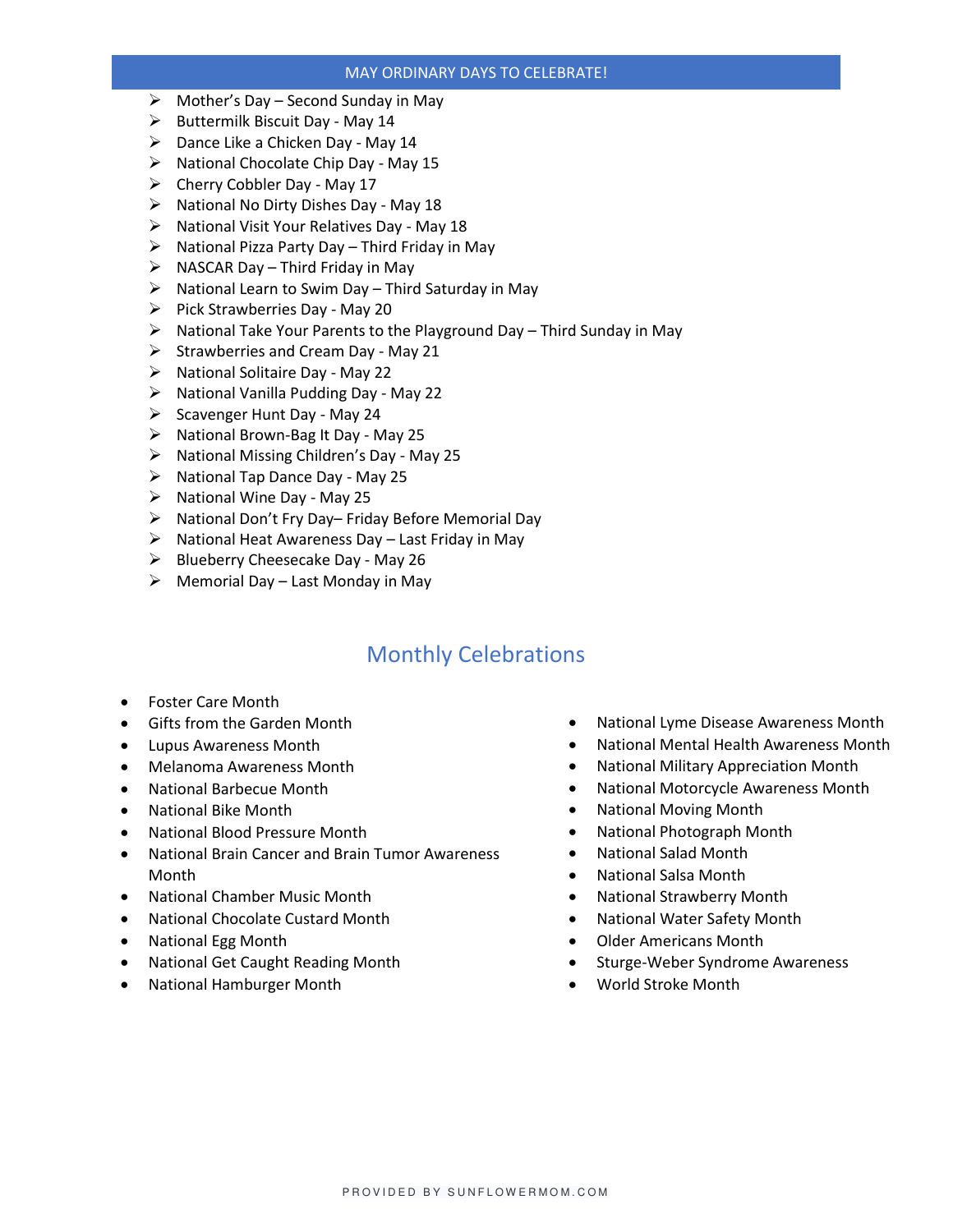## MAY ORDINARY DAYS TO CELEBRATE!

- Mother's Day – Second Sunday in May
- Buttermilk Biscuit Day - May 14
- Dance Like a Chicken Day - May 14
- National Chocolate Chip Day - May 15
- Cherry Cobbler Day - May 17
- National No Dirty Dishes Day - May 18
- National Visit Your Relatives Day - May 18
- National Pizza Party Day – Third Friday in May
- NASCAR Day – Third Friday in May
- National Learn to Swim Day – Third Saturday in May
- Pick Strawberries Day - May 20
- National Take Your Parents to the Playground Day – Third Sunday in May
- Strawberries and Cream Day - May 21
- National Solitaire Day - May 22
- National Vanilla Pudding Day - May 22
- Scavenger Hunt Day - May 24
- National Brown-Bag It Day - May 25
- National Missing Children's Day - May 25
- National Tap Dance Day - May 25
- National Wine Day - May 25
- National Don't Fry Day– Friday Before Memorial Day
- National Heat Awareness Day – Last Friday in May
- Blueberry Cheesecake Day - May 26
- Memorial Day – Last Monday in May

## Monthly Celebrations

- Foster Care Month
- Gifts from the Garden Month
- Lupus Awareness Month
- Melanoma Awareness Month
- National Barbecue Month
- National Bike Month
- National Blood Pressure Month
- National Brain Cancer and Brain Tumor Awareness Month
- National Chamber Music Month
- National Chocolate Custard Month
- National Egg Month
- National Get Caught Reading Month
- National Hamburger Month
- National Lyme Disease Awareness Month
- National Mental Health Awareness Month
- National Military Appreciation Month
- National Motorcycle Awareness Month
- National Moving Month
- National Photograph Month
- National Salad Month
- National Salsa Month
- National Strawberry Month
- National Water Safety Month
- Older Americans Month
- Sturge-Weber Syndrome Awareness
- World Stroke Month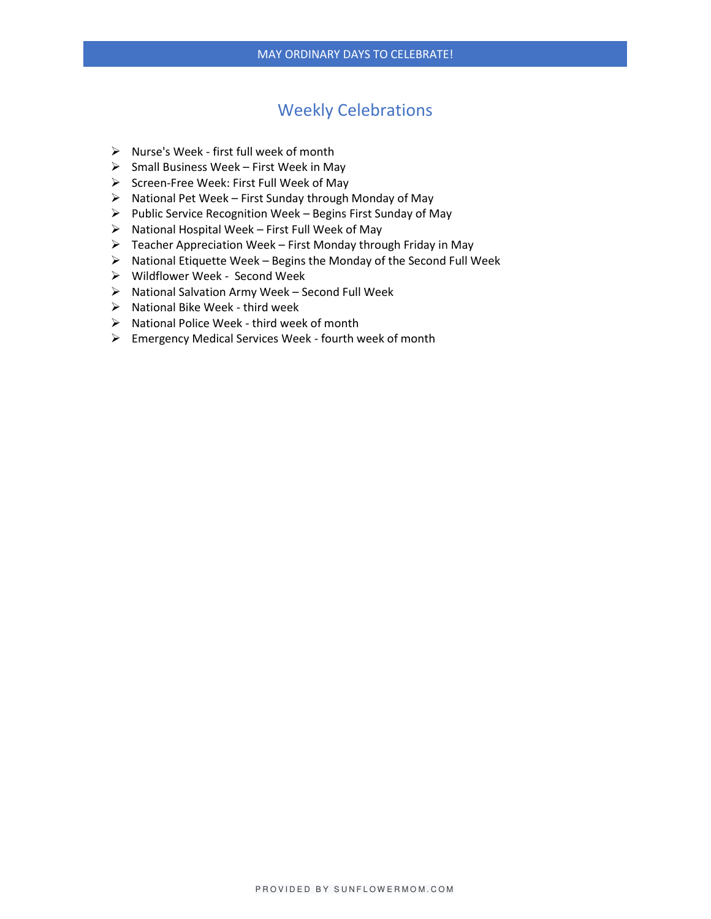## Weekly Celebrations

- Nurse's Week - first full week of month
- Small Business Week – First Week in May
- Screen-Free Week: First Full Week of May
- National Pet Week – First Sunday through Monday of May
- Public Service Recognition Week – Begins First Sunday of May
- National Hospital Week – First Full Week of May
- Teacher Appreciation Week – First Monday through Friday in May
- National Etiquette Week – Begins the Monday of the Second Full Week
- Wildflower Week - Second Week
- National Salvation Army Week – Second Full Week
- National Bike Week - third week
- National Police Week - third week of month
- Emergency Medical Services Week - fourth week of month